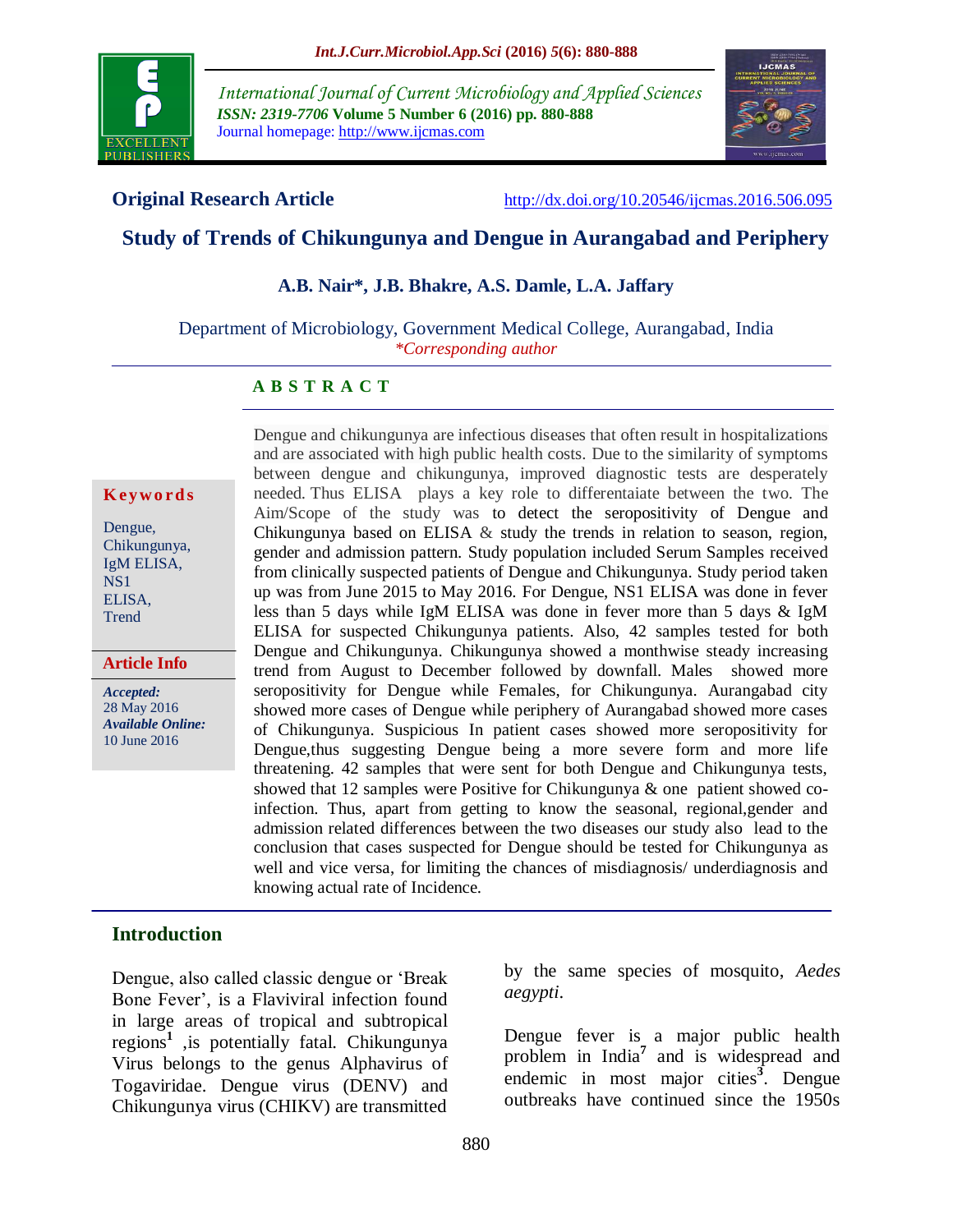**Original Research Article** http://dx.doi.org/10.20546/ijcmas.2016.506.095

# Study of Trends of Chikungunya and Dengue in Aurangabad and Periphery

**A.B. Nair*, J.B. Bhakre, A.S. Damle, L.A. Jaffary**

Department of Microbiology, Government Medical College, Aurangabad, India

*\*Corresponding author*

**Keywords**

Dengue, Chikungunya, IgM ELISA, NS1 ELISA, Trend

**Article Info**

*Accepted:* 28 May 2016

*Available Online:* 10 June 2016

## ABSTRACT

Dengue and chikungunya are infectious diseases that often result in hospitalizations and are associated with high public health costs. Due to the similarity of symptoms between dengue and chikungunya, improved diagnostic tests are desperately needed. Thus ELISA plays a key role to differentaiate between the two. The Aim/Scope of the study was to detect the seropositivity of Dengue and Chikungunya based on ELISA & study the trends in relation to season, region, gender and admission pattern. Study population included Serum Samples received from clinically suspected patients of Dengue and Chikungunya. Study period taken up was from June 2015 to May 2016. For Dengue, NS1 ELISA was done in fever less than 5 days while IgM ELISA was done in fever more than 5 days & IgM ELISA for suspected Chikungunya patients. Also, 42 samples tested for both Dengue and Chikungunya. Chikungunya showed a monthwise steady increasing trend from August to December followed by downfall. Males showed more seropositivity for Dengue while Females, for Chikungunya. Aurangabad city showed more cases of Dengue while periphery of Aurangabad showed more cases of Chikungunya. Suspicious In patient cases showed more seropositivity for Dengue,thus suggesting Dengue being a more severe form and more life threatening. 42 samples that were sent for both Dengue and Chikungunya tests, showed that 12 samples were Positive for Chikungunya & one patient showed co-infection. Thus, apart from getting to know the seasonal, regional,gender and admission related differences between the two diseases our study also lead to the conclusion that cases suspected for Dengue should be tested for Chikungunya as well and vice versa, for limiting the chances of misdiagnosis/ underdiagnosis and knowing actual rate of Incidence.

## Introduction

Dengue, also called classic dengue or 'Break Bone Fever', is a Flaviviral infection found in large areas of tropical and subtropical regions[1] ,is potentially fatal. Chikungunya Virus belongs to the genus Alphavirus of Togaviridae. Dengue virus (DENV) and Chikungunya virus (CHIKV) are transmitted by the same species of mosquito, *Aedes aegypti*.

Dengue fever is a major public health problem in India[7] and is widespread and endemic in most major cities[3]. Dengue outbreaks have continued since the 1950s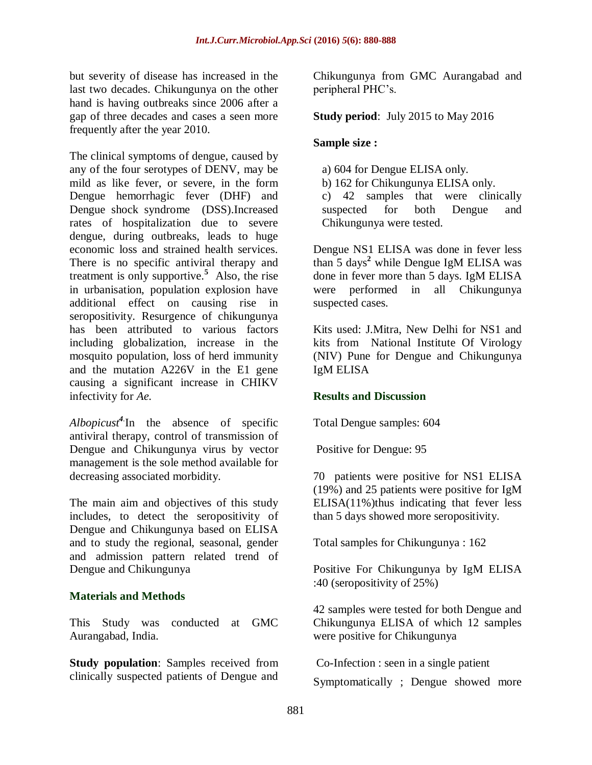but severity of disease has increased in the last two decades. Chikungunya on the other hand is having outbreaks since 2006 after a gap of three decades and cases a seen more frequently after the year 2010.

The clinical symptoms of dengue, caused by any of the four serotypes of DENV, may be mild as like fever, or severe, in the form Dengue hemorrhagic fever (DHF) and Dengue shock syndrome (DSS).Increased rates of hospitalization due to severe dengue, during outbreaks, leads to huge economic loss and strained health services. There is no specific antiviral therapy and treatment is only supportive.[5] Also, the rise in urbanisation, population explosion have additional effect on causing rise in seropositivity. Resurgence of chikungunya has been attributed to various factors including globalization, increase in the mosquito population, loss of herd immunity and the mutation A226V in the E1 gene causing a significant increase in CHIKV infectivity for *Ae. Albopicust*[4].In the absence of specific antiviral therapy, control of transmission of Dengue and Chikungunya virus by vector management is the sole method available for decreasing associated morbidity.

The main aim and objectives of this study includes, to detect the seropositivity of Dengue and Chikungunya based on ELISA and to study the regional, seasonal, gender and admission pattern related trend of Dengue and Chikungunya

## Materials and Methods

This Study was conducted at GMC Aurangabad, India.

**Study population**: Samples received from clinically suspected patients of Dengue and Chikungunya from GMC Aurangabad and peripheral PHC's.

**Study period**: July 2015 to May 2016

**Sample size :**

a) 604 for Dengue ELISA only.
b) 162 for Chikungunya ELISA only.
c) 42 samples that were clinically suspected for both Dengue and Chikungunya were tested.

Dengue NS1 ELISA was done in fever less than 5 days[2] while Dengue IgM ELISA was done in fever more than 5 days. IgM ELISA were performed in all Chikungunya suspected cases.

Kits used: J.Mitra, New Delhi for NS1 and kits from National Institute Of Virology (NIV) Pune for Dengue and Chikungunya IgM ELISA

## Results and Discussion

Total Dengue samples: 604

Positive for Dengue: 95

70 patients were positive for NS1 ELISA (19%) and 25 patients were positive for IgM ELISA(11%)thus indicating that fever less than 5 days showed more seropositivity.

Total samples for Chikungunya : 162

Positive For Chikungunya by IgM ELISA :40 (seropositivity of 25%)

42 samples were tested for both Dengue and Chikungunya ELISA of which 12 samples were positive for Chikungunya

Co-Infection : seen in a single patient

Symptomatically ; Dengue showed more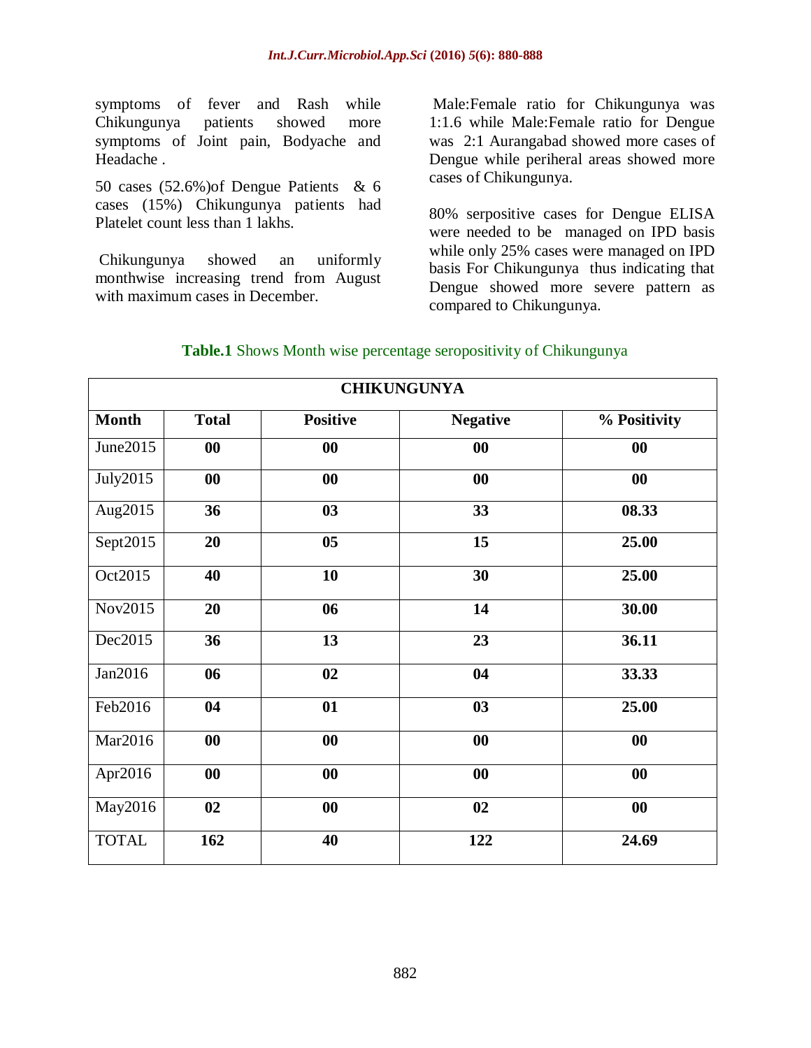symptoms of fever and Rash while Chikungunya patients showed more symptoms of Joint pain, Bodyache and Headache .

50 cases (52.6%)of Dengue Patients & 6 cases (15%) Chikungunya patients had Platelet count less than 1 lakhs.

Chikungunya showed an uniformly monthwise increasing trend from August with maximum cases in December.

Male:Female ratio for Chikungunya was 1:1.6 while Male:Female ratio for Dengue was 2:1 Aurangabad showed more cases of Dengue while periheral areas showed more cases of Chikungunya.

80% serpositive cases for Dengue ELISA were needed to be managed on IPD basis while only 25% cases were managed on IPD basis For Chikungunya thus indicating that Dengue showed more severe pattern as compared to Chikungunya.

**Table.1** Shows Month wise percentage seropositivity of Chikungunya

| CHIKUNGUNYA | | | | |
|---|---|---|---|---|
| **Month** | **Total** | **Positive** | **Negative** | **% Positivity** |
| June2015 | **00** | **00** | **00** | **00** |
| July2015 | **00** | **00** | **00** | **00** |
| Aug2015 | **36** | **03** | **33** | **08.33** |
| Sept2015 | **20** | **05** | **15** | **25.00** |
| Oct2015 | **40** | **10** | **30** | **25.00** |
| Nov2015 | **20** | **06** | **14** | **30.00** |
| Dec2015 | **36** | **13** | **23** | **36.11** |
| Jan2016 | **06** | **02** | **04** | **33.33** |
| Feb2016 | **04** | **01** | **03** | **25.00** |
| Mar2016 | **00** | **00** | **00** | **00** |
| Apr2016 | **00** | **00** | **00** | **00** |
| May2016 | **02** | **00** | **02** | **00** |
| TOTAL | **162** | **40** | **122** | **24.69** |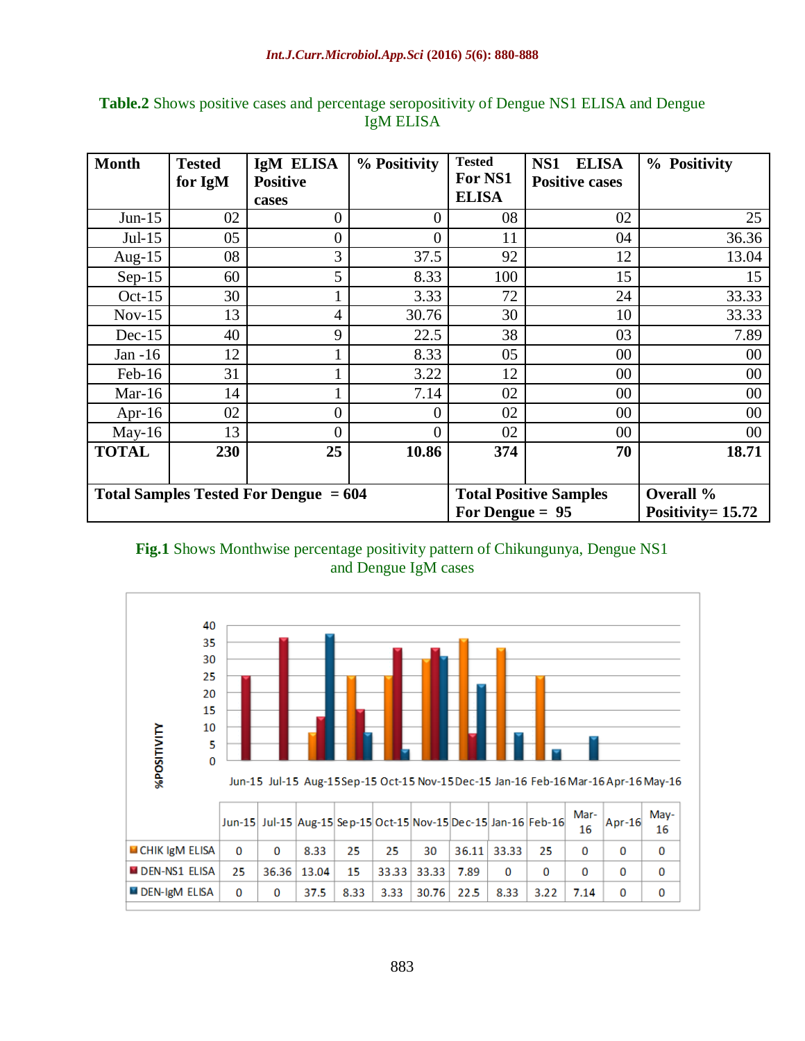**Table.2** Shows positive cases and percentage seropositivity of Dengue NS1 ELISA and Dengue IgM ELISA

| Month | Tested for IgM | IgM ELISA Positive cases | % Positivity | Tested For NS1 ELISA | NS1 ELISA Positive cases | % Positivity |
|---|---|---|---|---|---|---|
| Jun-15 | 02 | 0 | 0 | 08 | 02 | 25 |
| Jul-15 | 05 | 0 | 0 | 11 | 04 | 36.36 |
| Aug-15 | 08 | 3 | 37.5 | 92 | 12 | 13.04 |
| Sep-15 | 60 | 5 | 8.33 | 100 | 15 | 15 |
| Oct-15 | 30 | 1 | 3.33 | 72 | 24 | 33.33 |
| Nov-15 | 13 | 4 | 30.76 | 30 | 10 | 33.33 |
| Dec-15 | 40 | 9 | 22.5 | 38 | 03 | 7.89 |
| Jan -16 | 12 | 1 | 8.33 | 05 | 00 | 00 |
| Feb-16 | 31 | 1 | 3.22 | 12 | 00 | 00 |
| Mar-16 | 14 | 1 | 7.14 | 02 | 00 | 00 |
| Apr-16 | 02 | 0 | 0 | 02 | 00 | 00 |
| May-16 | 13 | 0 | 0 | 02 | 00 | 00 |
| **TOTAL** | **230** | **25** | **10.86** | **374** | **70** | **18.71** |
| **Total Samples Tested For Dengue = 604** | | | | **Total Positive Samples For Dengue = 95** | | **Overall % Positivity= 15.72** |

**Fig.1** Shows Monthwise percentage positivity pattern of Chikungunya, Dengue NS1 and Dengue IgM cases

| | Jun-15 | Jul-15 | Aug-15 | Sep-15 | Oct-15 | Nov-15 | Dec-15 | Jan-16 | Feb-16 | Mar-16 | Apr-16 | May-16 |
|---|---|---|---|---|---|---|---|---|---|---|---|---|
| CHIK IgM ELISA | 0 | 0 | 8.33 | 25 | 25 | 30 | 36.11 | 33.33 | 25 | 0 | 0 | 0 |
| DEN-NS1 ELISA | 25 | 36.36 | 13.04 | 15 | 33.33 | 33.33 | 7.89 | 0 | 0 | 0 | 0 | 0 |
| DEN-IgM ELISA | 0 | 0 | 37.5 | 8.33 | 3.33 | 30.76 | 22.5 | 8.33 | 3.22 | 7.14 | 0 | 0 |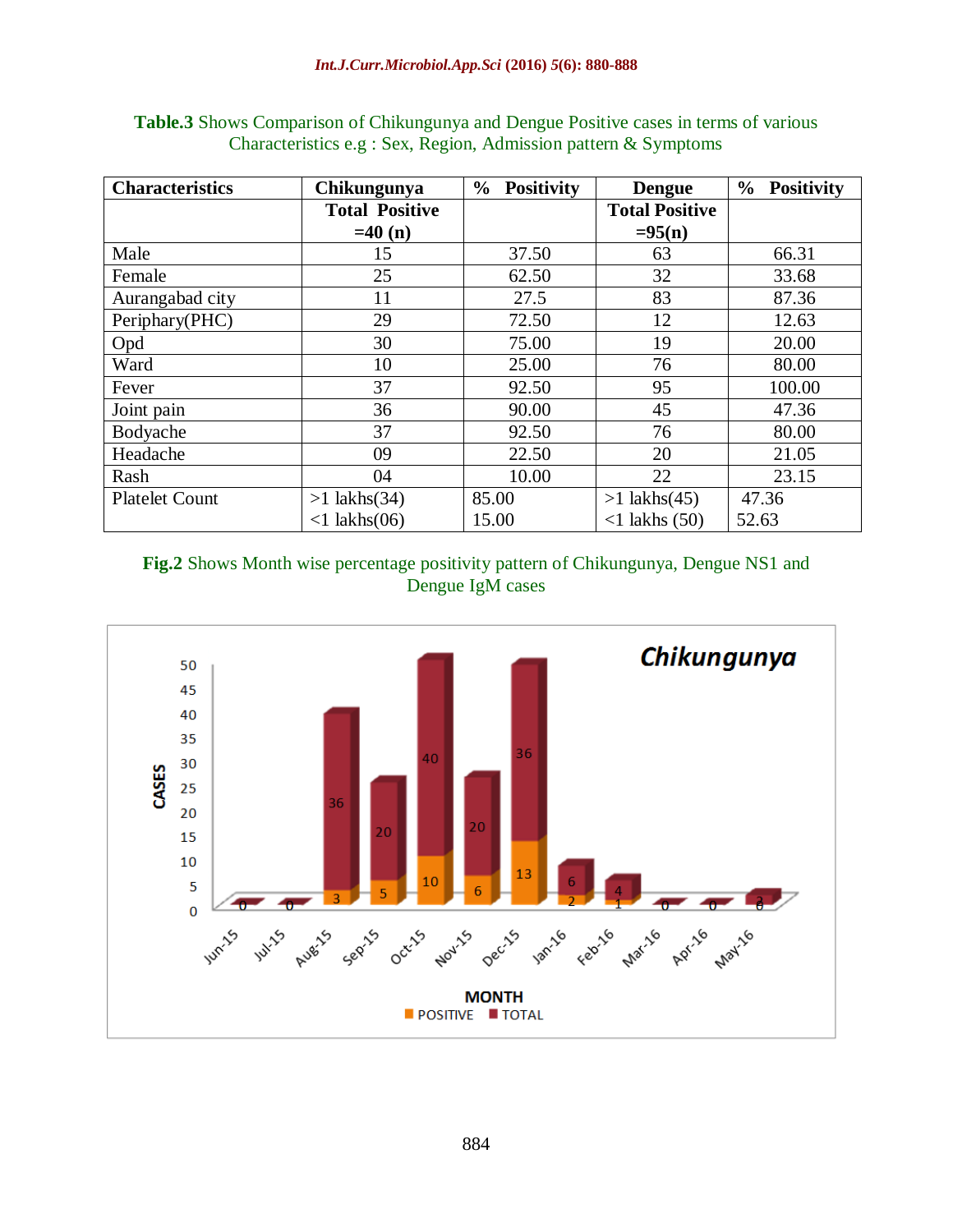**Table.3** Shows Comparison of Chikungunya and Dengue Positive cases in terms of various Characteristics e.g : Sex, Region, Admission pattern & Symptoms

| Characteristics | Chikungunya Total Positive =40 (n) | % Positivity | Dengue Total Positive =95(n) | % Positivity |
|---|---|---|---|---|
| Male | 15 | 37.50 | 63 | 66.31 |
| Female | 25 | 62.50 | 32 | 33.68 |
| Aurangabad city | 11 | 27.5 | 83 | 87.36 |
| Periphary(PHC) | 29 | 72.50 | 12 | 12.63 |
| Opd | 30 | 75.00 | 19 | 20.00 |
| Ward | 10 | 25.00 | 76 | 80.00 |
| Fever | 37 | 92.50 | 95 | 100.00 |
| Joint pain | 36 | 90.00 | 45 | 47.36 |
| Bodyache | 37 | 92.50 | 76 | 80.00 |
| Headache | 09 | 22.50 | 20 | 21.05 |
| Rash | 04 | 10.00 | 22 | 23.15 |
| Platelet Count | >1 lakhs(34)<br><1 lakhs(06) | 85.00<br>15.00 | >1 lakhs(45)<br><1 lakhs (50) | 47.36<br>52.63 |

**Fig.2** Shows Month wise percentage positivity pattern of Chikungunya, Dengue NS1 and Dengue IgM cases

**Chikungunya**

| MONTH | POSITIVE | TOTAL |
|---|---|---|
| Jun-15 | 0 | 0 |
| Jul-15 | 0 | 0 |
| Aug-15 | 3 | 36 |
| Sep-15 | 5 | 20 |
| Oct-15 | 10 | 40 |
| Nov-15 | 6 | 20 |
| Dec-15 | 13 | 36 |
| Jan-16 | 2 | 6 |
| Feb-16 | 1 | 4 |
| Mar-16 | 0 | 0 |
| Apr-16 | 0 | 0 |
| May-16 | 0 | 2 |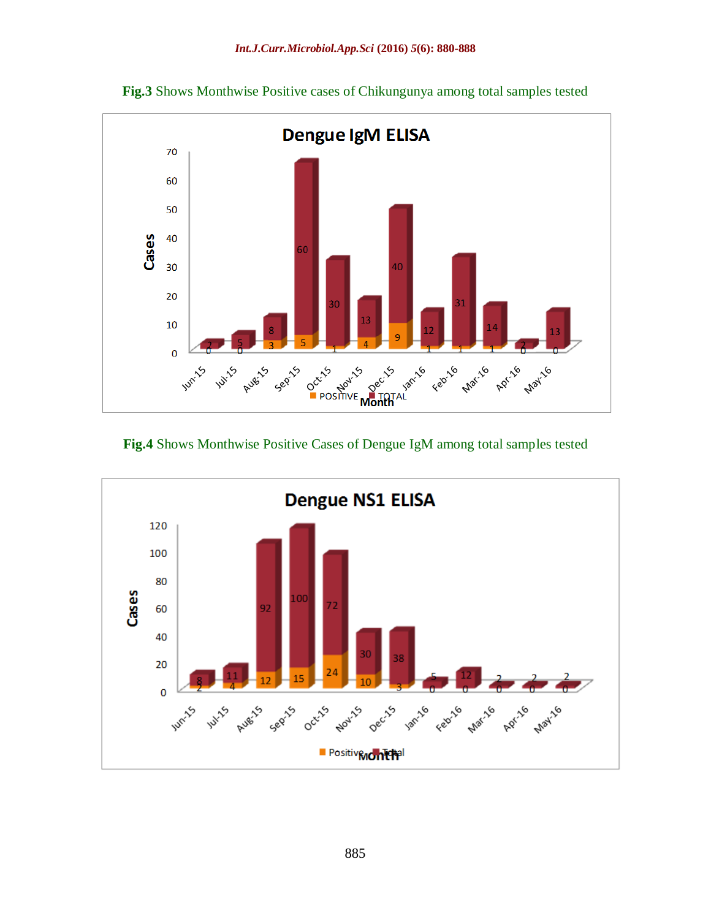**Fig.3** Shows Monthwise Positive cases of Chikungunya among total samples tested

**Fig.4** Shows Monthwise Positive Cases of Dengue IgM among total samples tested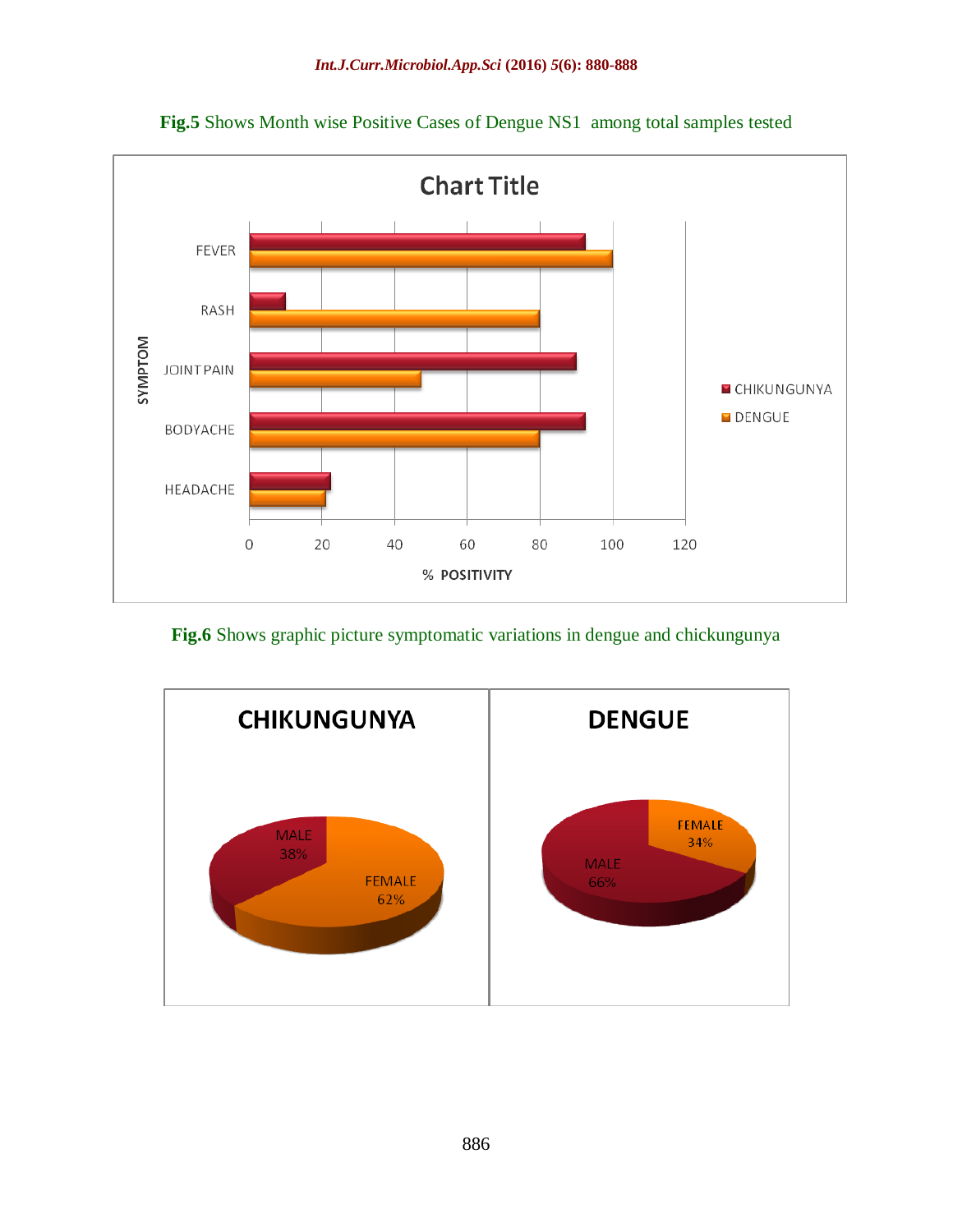**Fig.5** Shows Month wise Positive Cases of Dengue NS1 among total samples tested

**Fig.6** Shows graphic picture symptomatic variations in dengue and chickungunya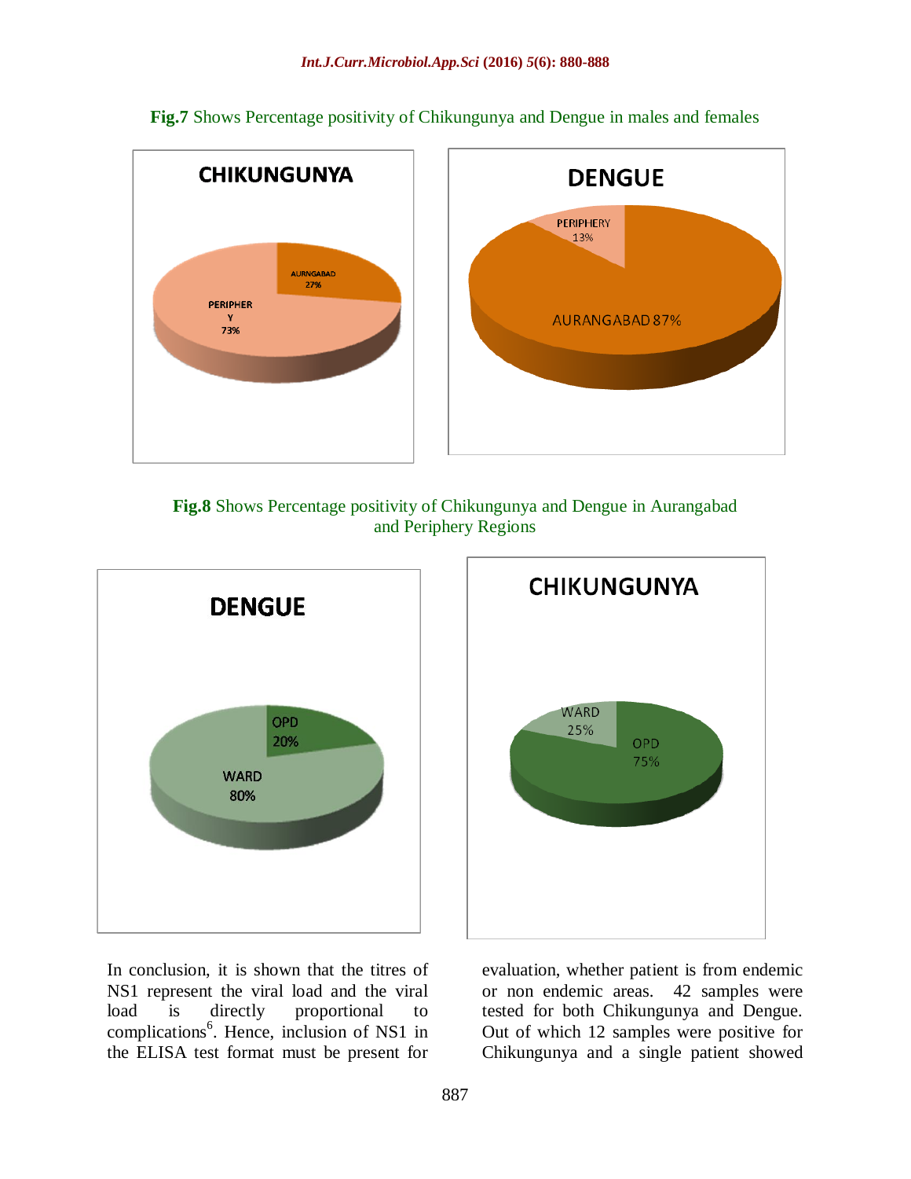**Fig.7** Shows Percentage positivity of Chikungunya and Dengue in males and females

CHIKUNGUNYA

AURNGABAD 27%

PERIPHERY 73%

DENGUE

PERIPHERY 13%

AURANGABAD 87%

**Fig.8** Shows Percentage positivity of Chikungunya and Dengue in Aurangabad and Periphery Regions

DENGUE

OPD 20%

WARD 80%

CHIKUNGUNYA

WARD 25%

OPD 75%

In conclusion, it is shown that the titres of NS1 represent the viral load and the viral load is directly proportional to complications[6]. Hence, inclusion of NS1 in the ELISA test format must be present for evaluation, whether patient is from endemic or non endemic areas. 42 samples were tested for both Chikungunya and Dengue. Out of which 12 samples were positive for Chikungunya and a single patient showed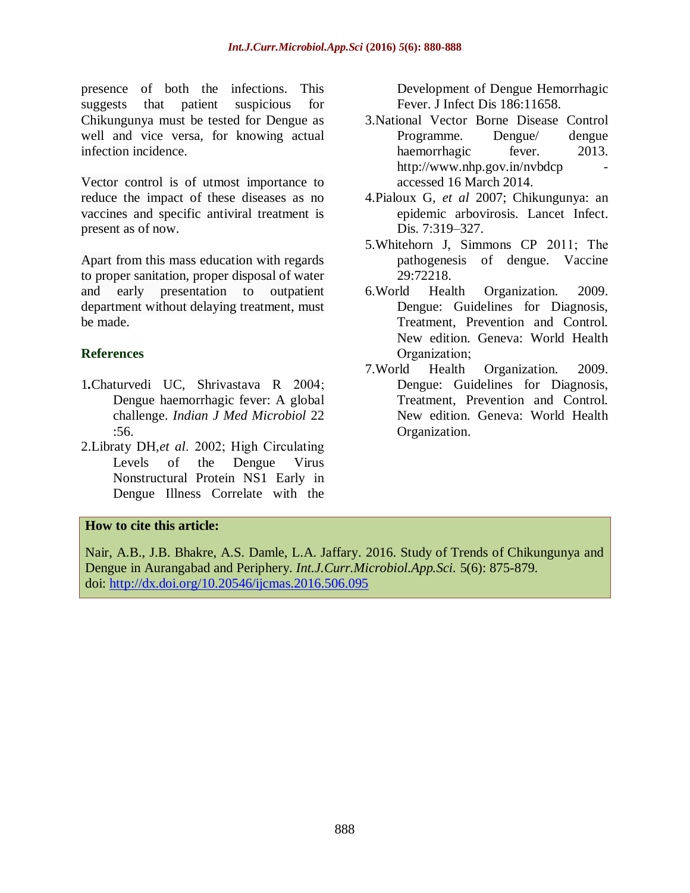presence of both the infections. This suggests that patient suspicious for Chikungunya must be tested for Dengue as well and vice versa, for knowing actual infection incidence.

Vector control is of utmost importance to reduce the impact of these diseases as no vaccines and specific antiviral treatment is present as of now.

Apart from this mass education with regards to proper sanitation, proper disposal of water and early presentation to outpatient department without delaying treatment, must be made.

## References

1. Chaturvedi UC, Shrivastava R 2004; Dengue haemorrhagic fever: A global challenge. *Indian J Med Microbiol* 22 :56.
2. Libraty DH, *et al*. 2002; High Circulating Levels of the Dengue Virus Nonstructural Protein NS1 Early in Dengue Illness Correlate with the Development of Dengue Hemorrhagic Fever. J Infect Dis 186:11658.
3. National Vector Borne Disease Control Programme. Dengue/ dengue haemorrhagic fever. 2013. http://www.nhp.gov.in/nvbdcp - accessed 16 March 2014.
4. Pialoux G, *et al* 2007; Chikungunya: an epidemic arbovirosis. Lancet Infect. Dis. 7:319–327.
5. Whitehorn J, Simmons CP 2011; The pathogenesis of dengue. Vaccine 29:72218.
6. World Health Organization. 2009. Dengue: Guidelines for Diagnosis, Treatment, Prevention and Control. New edition. Geneva: World Health Organization;
7. World Health Organization. 2009. Dengue: Guidelines for Diagnosis, Treatment, Prevention and Control. New edition. Geneva: World Health Organization.

**How to cite this article:**

Nair, A.B., J.B. Bhakre, A.S. Damle, L.A. Jaffary. 2016. Study of Trends of Chikungunya and Dengue in Aurangabad and Periphery. *Int.J.Curr.Microbiol.App.Sci.* 5(6): 875-879.
doi: http://dx.doi.org/10.20546/ijcmas.2016.506.095